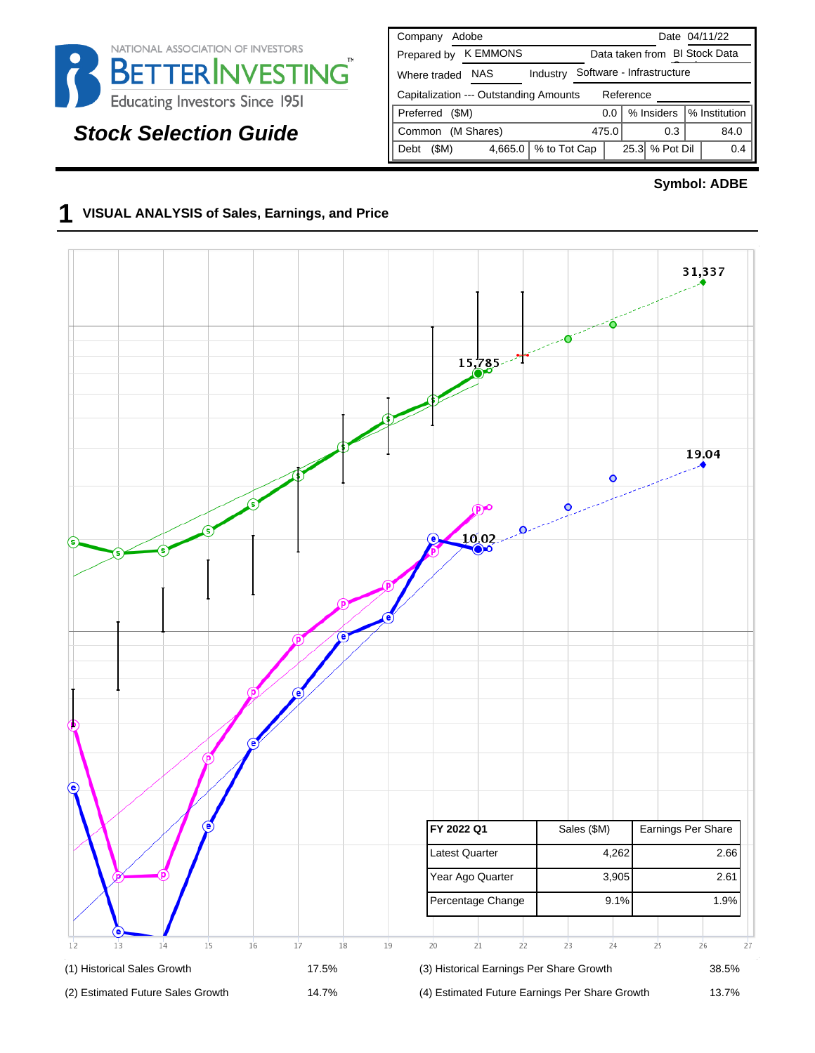NATIONAL ASSOCIATION OF INVESTORS
BETTERINVESTING™
Educating Investors Since 1951

## *Stock Selection Guide*

| Company | Adobe | | | Date | 04/11/22 |
|---|---|---|---|---|---|
| Prepared by | K EMMONS | | | Data taken from | BI Stock Data |
| Where traded | NAS | Industry | Software - Infrastructure | | |
| Capitalization --- Outstanding Amounts | | | | Reference | |
| Preferred ($M) | | 0.0 | % Insiders | % Institution | |
| Common (M Shares) | | 475.0 | 0.3 | 84.0 | |
| Debt ($M) | 4,665.0 | % to Tot Cap | 25.3 | % Pot Dil | 0.4 |

**Symbol: ADBE**

# 1 VISUAL ANALYSIS of Sales, Earnings, and Price

31,337

15,785

19.04

10.02

| FY 2022 Q1 | Sales ($M) | Earnings Per Share |
|---|---|---|
| Latest Quarter | 4,262 | 2.66 |
| Year Ago Quarter | 3,905 | 2.61 |
| Percentage Change | 9.1% | 1.9% |

12 13 14 15 16 17 18 19 20 21 22 23 24 25 26 27

| | | | |
|---|---|---|---|
| (1) Historical Sales Growth | 17.5% | (3) Historical Earnings Per Share Growth | 38.5% |
| (2) Estimated Future Sales Growth | 14.7% | (4) Estimated Future Earnings Per Share Growth | 13.7% |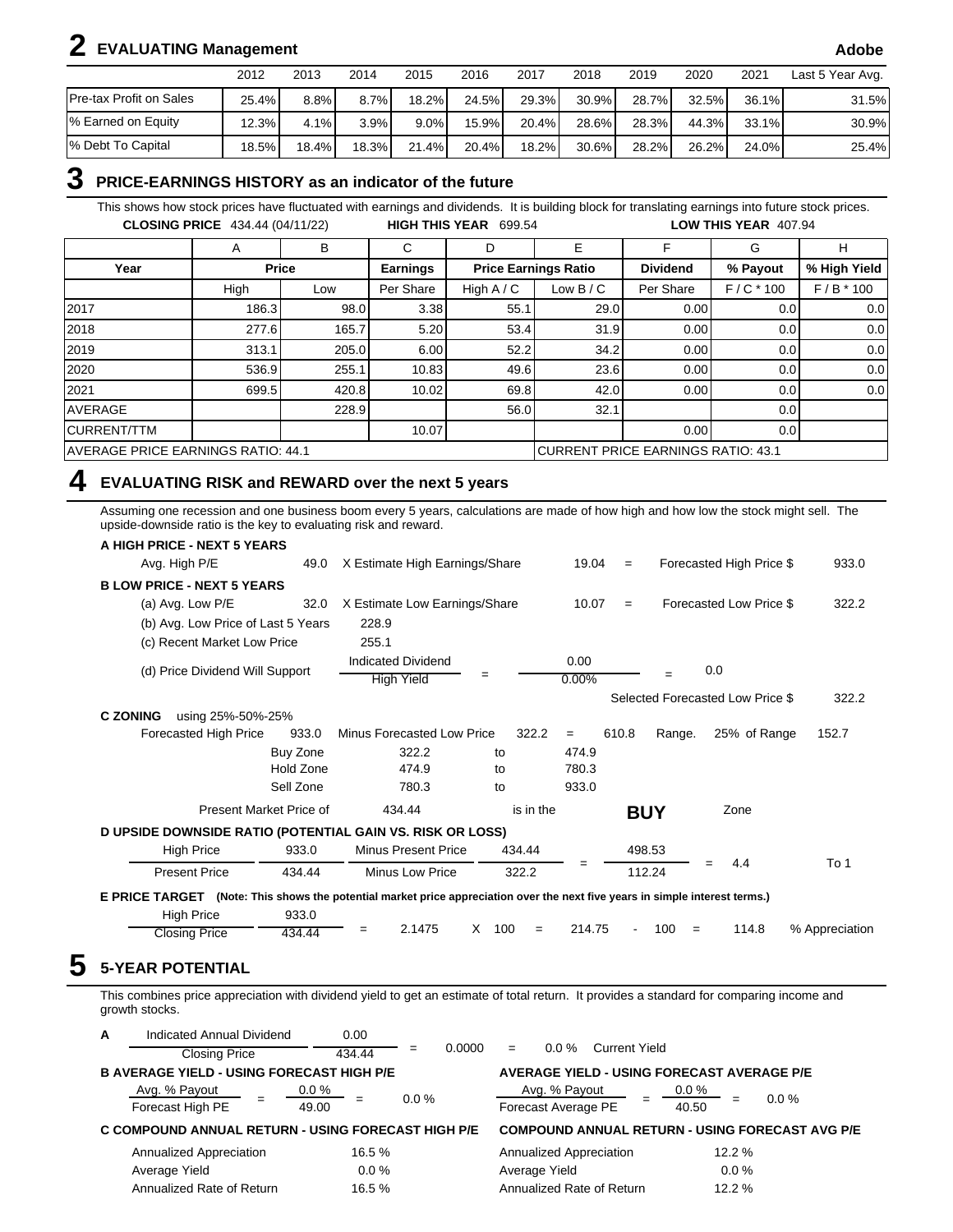## 2 EVALUATING Management

**Adobe**

| | 2012 | 2013 | 2014 | 2015 | 2016 | 2017 | 2018 | 2019 | 2020 | 2021 | Last 5 Year Avg. |
|---|---|---|---|---|---|---|---|---|---|---|---|
| Pre-tax Profit on Sales | 25.4% | 8.8% | 8.7% | 18.2% | 24.5% | 29.3% | 30.9% | 28.7% | 32.5% | 36.1% | 31.5% |
| % Earned on Equity | 12.3% | 4.1% | 3.9% | 9.0% | 15.9% | 20.4% | 28.6% | 28.3% | 44.3% | 33.1% | 30.9% |
| % Debt To Capital | 18.5% | 18.4% | 18.3% | 21.4% | 20.4% | 18.2% | 30.6% | 28.2% | 26.2% | 24.0% | 25.4% |

## 3 PRICE-EARNINGS HISTORY as an indicator of the future

This shows how stock prices have fluctuated with earnings and dividends. It is building block for translating earnings into future stock prices.

**CLOSING PRICE** 434.44 (04/11/22) **HIGH THIS YEAR** 699.54 **LOW THIS YEAR** 407.94

| | A | B | C | D | E | F | G | H |
|---|---|---|---|---|---|---|---|---|
| **Year** | **Price** | | **Earnings** | **Price Earnings Ratio** | | **Dividend** | **% Payout** | **% High Yield** |
| | High | Low | Per Share | High A / C | Low B / C | Per Share | F / C * 100 | F / B * 100 |
| 2017 | 186.3 | 98.0 | 3.38 | 55.1 | 29.0 | 0.00 | 0.0 | 0.0 |
| 2018 | 277.6 | 165.7 | 5.20 | 53.4 | 31.9 | 0.00 | 0.0 | 0.0 |
| 2019 | 313.1 | 205.0 | 6.00 | 52.2 | 34.2 | 0.00 | 0.0 | 0.0 |
| 2020 | 536.9 | 255.1 | 10.83 | 49.6 | 23.6 | 0.00 | 0.0 | 0.0 |
| 2021 | 699.5 | 420.8 | 10.02 | 69.8 | 42.0 | 0.00 | 0.0 | 0.0 |
| AVERAGE | | 228.9 | | 56.0 | 32.1 | | 0.0 | |
| CURRENT/TTM | | | 10.07 | | | 0.00 | 0.0 | |
| AVERAGE PRICE EARNINGS RATIO: 44.1 | | | | | CURRENT PRICE EARNINGS RATIO: 43.1 | | | |

## 4 EVALUATING RISK and REWARD over the next 5 years

Assuming one recession and one business boom every 5 years, calculations are made of how high and how low the stock might sell. The upside-downside ratio is the key to evaluating risk and reward.

**A HIGH PRICE - NEXT 5 YEARS**

Avg. High P/E 49.0 X Estimate High Earnings/Share 19.04 = Forecasted High Price $ 933.0

**B LOW PRICE - NEXT 5 YEARS**

(a) Avg. Low P/E 32.0 X Estimate Low Earnings/Share 10.07 = Forecasted Low Price $ 322.2

(b) Avg. Low Price of Last 5 Years 228.9

(c) Recent Market Low Price 255.1

(d) Price Dividend Will Support $\frac{\text{Indicated Dividend}}{\text{High Yield}} = \frac{0.00}{0.00\%} = 0.0$

Selected Forecasted Low Price $ 322.2

**C ZONING** using 25%-50%-25%

Forecasted High Price 933.0 Minus Forecasted Low Price 322.2 = 610.8 Range. 25% of Range 152.7

| | | | |
|---|---|---|---|
| Buy Zone | 322.2 | to | 474.9 |
| Hold Zone | 474.9 | to | 780.3 |
| Sell Zone | 780.3 | to | 933.0 |

Present Market Price of 434.44 is in the **BUY** Zone

**D UPSIDE DOWNSIDE RATIO (POTENTIAL GAIN VS. RISK OR LOSS)**

$\frac{\text{High Price } 933.0 \text{ Minus Present Price } 434.44}{\text{Present Price } 434.44 \text{ Minus Low Price } 322.2} = \frac{498.53}{112.24} = 4.4$ To 1

**E PRICE TARGET** **(Note: This shows the potential market price appreciation over the next five years in simple interest terms.)**

$\frac{\text{High Price } 933.0}{\text{Closing Price } 434.44} = 2.1475 \times 100 = 214.75 - 100 = 114.8$ % Appreciation

## 5 5-YEAR POTENTIAL

This combines price appreciation with dividend yield to get an estimate of total return. It provides a standard for comparing income and growth stocks.

**A** $\frac{\text{Indicated Annual Dividend } 0.00}{\text{Closing Price } 434.44} = 0.0000 = 0.0\%$ Current Yield

**B AVERAGE YIELD - USING FORECAST HIGH P/E**

$\frac{\text{Avg. \% Payout}}{\text{Forecast High PE}} = \frac{0.0\%}{49.00} = 0.0\%$

**AVERAGE YIELD - USING FORECAST AVERAGE P/E**

$\frac{\text{Avg. \% Payout}}{\text{Forecast Average PE}} = \frac{0.0\%}{40.50} = 0.0\%$

**C COMPOUND ANNUAL RETURN - USING FORECAST HIGH P/E**

| | |
|---|---|
| Annualized Appreciation | 16.5 % |
| Average Yield | 0.0 % |
| Annualized Rate of Return | 16.5 % |

**COMPOUND ANNUAL RETURN - USING FORECAST AVG P/E**

| | |
|---|---|
| Annualized Appreciation | 12.2 % |
| Average Yield | 0.0 % |
| Annualized Rate of Return | 12.2 % |